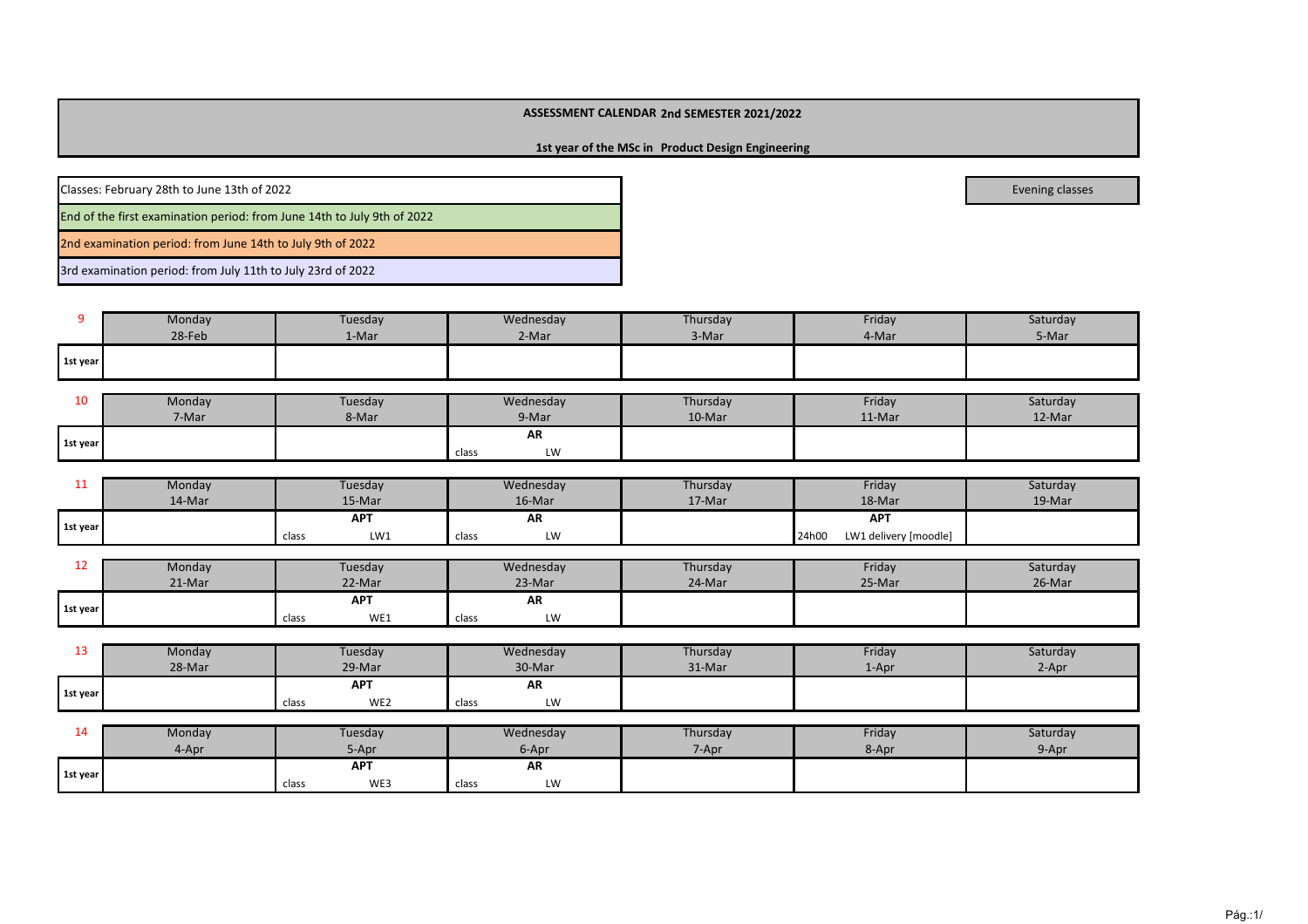**ASSESSMENT CALENDAR 2nd SEMESTER 2021/2022**

**1st year of the MSc in Product Design Engineering**

| |
|---|
| Classes: February 28th to June 13th of 2022 |
| End of the first examination period: from June 14th to July 9th of 2022 |
| 2nd examination period: from June 14th to July 9th of 2022 |
| 3rd examination period: from July 11th to July 23rd of 2022 |

Evening classes

| 9 | Monday 28-Feb | Tuesday 1-Mar | Wednesday 2-Mar | Thursday 3-Mar | Friday 4-Mar | Saturday 5-Mar |
|---|---|---|---|---|---|---|
| 1st year | | | | | | |

| 10 | Monday 7-Mar | Tuesday 8-Mar | Wednesday 9-Mar | Thursday 10-Mar | Friday 11-Mar | Saturday 12-Mar |
|---|---|---|---|---|---|---|
| 1st year | | | **AR** class LW | | | |

| 11 | Monday 14-Mar | Tuesday 15-Mar | Wednesday 16-Mar | Thursday 17-Mar | Friday 18-Mar | Saturday 19-Mar |
|---|---|---|---|---|---|---|
| 1st year | | **APT** class LW1 | **AR** class LW | | **APT** 24h00 LW1 delivery [moodle] | |

| 12 | Monday 21-Mar | Tuesday 22-Mar | Wednesday 23-Mar | Thursday 24-Mar | Friday 25-Mar | Saturday 26-Mar |
|---|---|---|---|---|---|---|
| 1st year | | **APT** class WE1 | **AR** class LW | | | |

| 13 | Monday 28-Mar | Tuesday 29-Mar | Wednesday 30-Mar | Thursday 31-Mar | Friday 1-Apr | Saturday 2-Apr |
|---|---|---|---|---|---|---|
| 1st year | | **APT** class WE2 | **AR** class LW | | | |

| 14 | Monday 4-Apr | Tuesday 5-Apr | Wednesday 6-Apr | Thursday 7-Apr | Friday 8-Apr | Saturday 9-Apr |
|---|---|---|---|---|---|---|
| 1st year | | **APT** class WE3 | **AR** class LW | | | |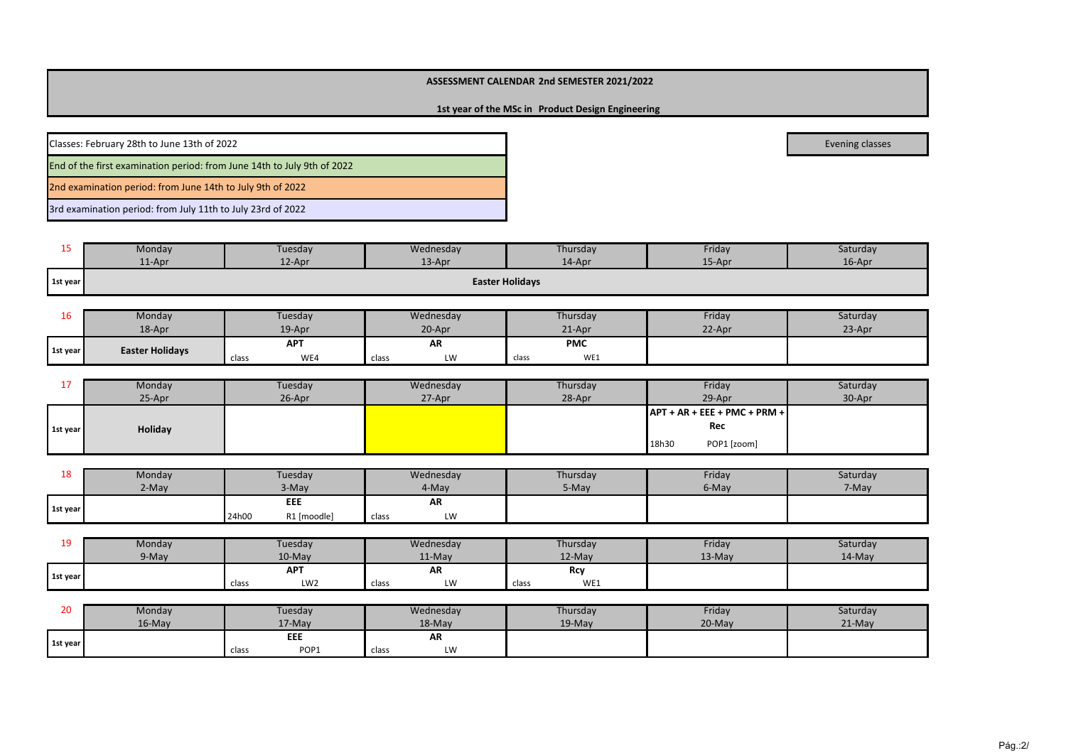**ASSESSMENT CALENDAR 2nd SEMESTER 2021/2022**

**1st year of the MSc in Product Design Engineering**

| |
|---|
| Classes: February 28th to June 13th of 2022 |
| End of the first examination period: from June 14th to July 9th of 2022 |
| 2nd examination period: from June 14th to July 9th of 2022 |
| 3rd examination period: from July 11th to July 23rd of 2022 |

Evening classes

| 15 | Monday 11-Apr | Tuesday 12-Apr | Wednesday 13-Apr | Thursday 14-Apr | Friday 15-Apr | Saturday 16-Apr |
|---|---|---|---|---|---|---|
| **1st year** | **Easter Holidays** | | | | | |

| 16 | Monday 18-Apr | Tuesday 19-Apr | Wednesday 20-Apr | Thursday 21-Apr | Friday 22-Apr | Saturday 23-Apr |
|---|---|---|---|---|---|---|
| **1st year** | **Easter Holidays** | **APT** class WE4 | **AR** class LW | **PMC** class WE1 | | |

| 17 | Monday 25-Apr | Tuesday 26-Apr | Wednesday 27-Apr | Thursday 28-Apr | Friday 29-Apr | Saturday 30-Apr |
|---|---|---|---|---|---|---|
| **1st year** | **Holiday** | | | | **APT + AR + EEE + PMC + PRM + Rec** 18h30 POP1 [zoom] | |

| 18 | Monday 2-May | Tuesday 3-May | Wednesday 4-May | Thursday 5-May | Friday 6-May | Saturday 7-May |
|---|---|---|---|---|---|---|
| **1st year** | | **EEE** 24h00 R1 [moodle] | **AR** class LW | | | |

| 19 | Monday 9-May | Tuesday 10-May | Wednesday 11-May | Thursday 12-May | Friday 13-May | Saturday 14-May |
|---|---|---|---|---|---|---|
| **1st year** | | **APT** class LW2 | **AR** class LW | **Rcy** class WE1 | | |

| 20 | Monday 16-May | Tuesday 17-May | Wednesday 18-May | Thursday 19-May | Friday 20-May | Saturday 21-May |
|---|---|---|---|---|---|---|
| **1st year** | | **EEE** class POP1 | **AR** class LW | | | |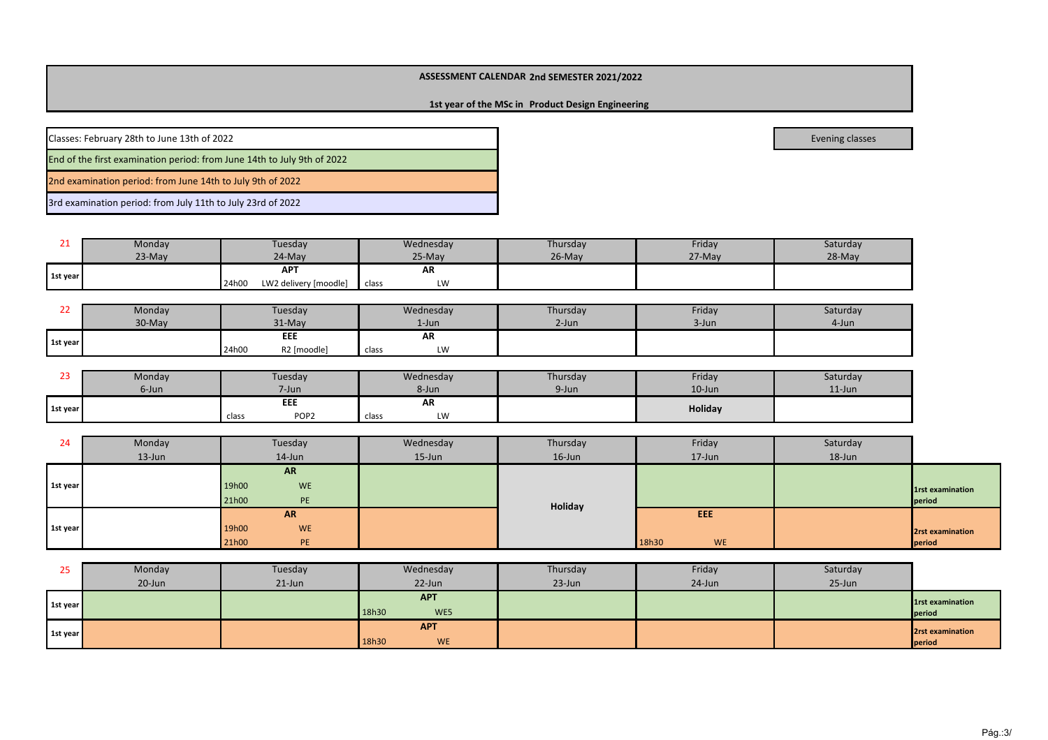**ASSESSMENT CALENDAR 2nd SEMESTER 2021/2022**

**1st year of the MSc in Product Design Engineering**

Classes: February 28th to June 13th of 2022

End of the first examination period: from June 14th to July 9th of 2022

2nd examination period: from June 14th to July 9th of 2022

3rd examination period: from July 11th to July 23rd of 2022

Evening classes

| 21 | Monday 23-May | Tuesday 24-May | Wednesday 25-May | Thursday 26-May | Friday 27-May | Saturday 28-May |
|---|---|---|---|---|---|---|
| **1st year** | | **APT** 24h00 LW2 delivery [moodle] | **AR** class LW | | | |

| 22 | Monday 30-May | Tuesday 31-May | Wednesday 1-Jun | Thursday 2-Jun | Friday 3-Jun | Saturday 4-Jun |
|---|---|---|---|---|---|---|
| **1st year** | | **EEE** 24h00 R2 [moodle] | **AR** class LW | | | |

| 23 | Monday 6-Jun | Tuesday 7-Jun | Wednesday 8-Jun | Thursday 9-Jun | Friday 10-Jun | Saturday 11-Jun |
|---|---|---|---|---|---|---|
| **1st year** | | **EEE** class POP2 | **AR** class LW | | **Holiday** | |

| 24 | Monday 13-Jun | Tuesday 14-Jun | Wednesday 15-Jun | Thursday 16-Jun | Friday 17-Jun | Saturday 18-Jun | |
|---|---|---|---|---|---|---|---|
| **1st year** | | **AR** 19h00 WE; 21h00 PE | | **Holiday** | | | **1rst examination period** |
| **1st year** | | **AR** 19h00 WE; 21h00 PE | | **Holiday** | **EEE** 18h30 WE | | **2rst examination period** |

| 25 | Monday 20-Jun | Tuesday 21-Jun | Wednesday 22-Jun | Thursday 23-Jun | Friday 24-Jun | Saturday 25-Jun | |
|---|---|---|---|---|---|---|---|
| **1st year** | | | **APT** 18h30 WE5 | | | | **1rst examination period** |
| **1st year** | | | **APT** 18h30 WE | | | | **2rst examination period** |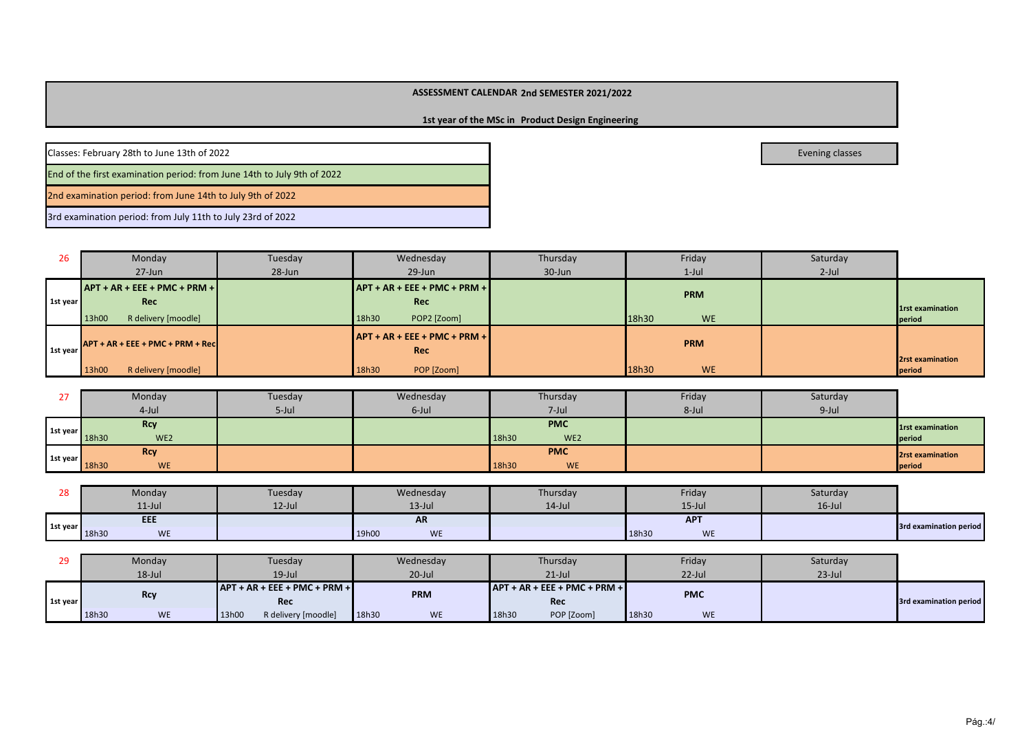# ASSESSMENT CALENDAR 2nd SEMESTER 2021/2022

## 1st year of the MSc in Product Design Engineering

Classes: February 28th to June 13th of 2022

End of the first examination period: from June 14th to July 9th of 2022

2nd examination period: from June 14th to July 9th of 2022

3rd examination period: from July 11th to July 23rd of 2022

Evening classes

| 26 | Monday 27-Jun | Tuesday 28-Jun | Wednesday 29-Jun | Thursday 30-Jun | Friday 1-Jul | Saturday 2-Jul | |
|---|---|---|---|---|---|---|---|
| 1st year | **APT + AR + EEE + PMC + PRM + Rec** 13h00 R delivery [moodle] | | **APT + AR + EEE + PMC + PRM + Rec** 18h30 POP2 [Zoom] | | **PRM** 18h30 WE | | 1rst examination period |
| 1st year | **APT + AR + EEE + PMC + PRM + Rec** 13h00 R delivery [moodle] | | **APT + AR + EEE + PMC + PRM + Rec** 18h30 POP [Zoom] | | **PRM** 18h30 WE | | 2rst examination period |

| 27 | Monday 4-Jul | Tuesday 5-Jul | Wednesday 6-Jul | Thursday 7-Jul | Friday 8-Jul | Saturday 9-Jul | |
|---|---|---|---|---|---|---|---|
| 1st year | **Rcy** 18h30 WE2 | | | **PMC** 18h30 WE2 | | | 1rst examination period |
| 1st year | **Rcy** 18h30 WE | | | **PMC** 18h30 WE | | | 2rst examination period |

| 28 | Monday 11-Jul | Tuesday 12-Jul | Wednesday 13-Jul | Thursday 14-Jul | Friday 15-Jul | Saturday 16-Jul | |
|---|---|---|---|---|---|---|---|
| 1st year | **EEE** 18h30 WE | | **AR** 19h00 WE | | **APT** 18h30 WE | | 3rd examination period |

| 29 | Monday 18-Jul | Tuesday 19-Jul | Wednesday 20-Jul | Thursday 21-Jul | Friday 22-Jul | Saturday 23-Jul | |
|---|---|---|---|---|---|---|---|
| 1st year | **Rcy** 18h30 WE | **APT + AR + EEE + PMC + PRM + Rec** 13h00 R delivery [moodle] | **PRM** 18h30 WE | **APT + AR + EEE + PMC + PRM + Rec** 18h30 POP [Zoom] | **PMC** 18h30 WE | | 3rd examination period |